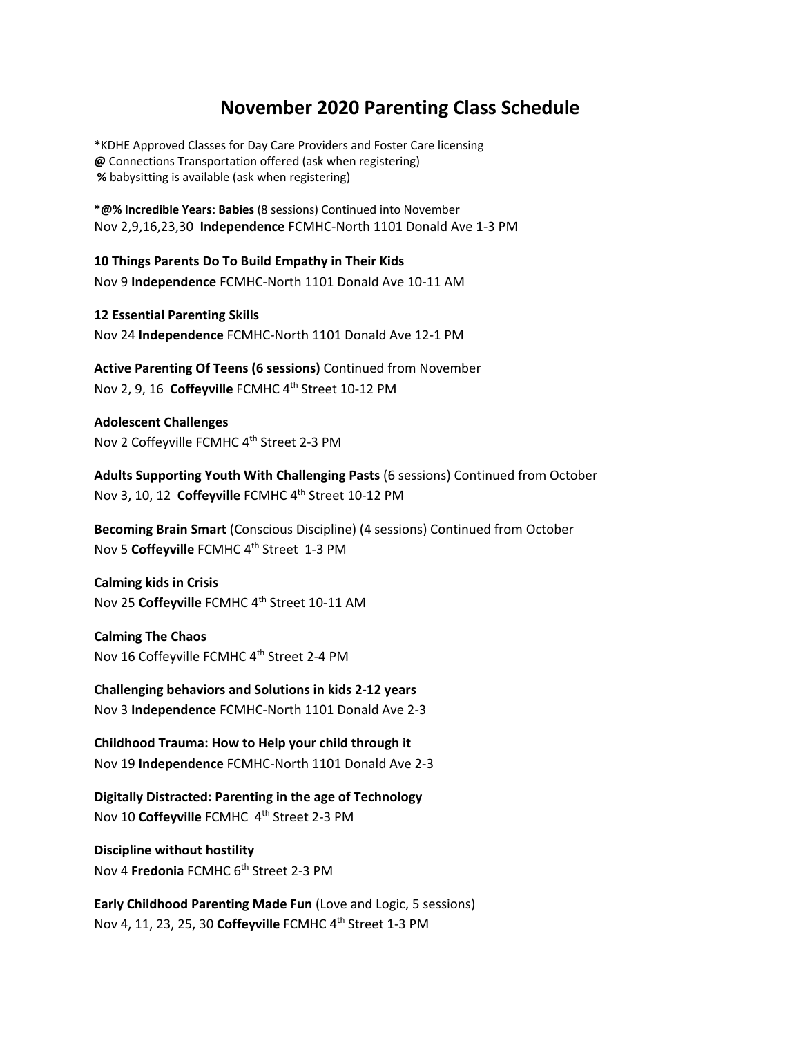# November 2020 Parenting Class Schedule

*KDHE Approved Classes for Day Care Providers and Foster Care licensing
**@** Connections Transportation offered (ask when registering)
**%** babysitting is available (ask when registering)

***@% Incredible Years: Babies** (8 sessions) Continued into November
Nov 2,9,16,23,30 **Independence** FCMHC-North 1101 Donald Ave 1-3 PM

**10 Things Parents Do To Build Empathy in Their Kids**
Nov 9 **Independence** FCMHC-North 1101 Donald Ave 10-11 AM

**12 Essential Parenting Skills**
Nov 24 **Independence** FCMHC-North 1101 Donald Ave 12-1 PM

**Active Parenting Of Teens (6 sessions)** Continued from November
Nov 2, 9, 16 **Coffeyville** FCMHC 4th Street 10-12 PM

**Adolescent Challenges**
Nov 2 Coffeyville FCMHC 4th Street 2-3 PM

**Adults Supporting Youth With Challenging Pasts** (6 sessions) Continued from October
Nov 3, 10, 12 **Coffeyville** FCMHC 4th Street 10-12 PM

**Becoming Brain Smart** (Conscious Discipline) (4 sessions) Continued from October
Nov 5 **Coffeyville** FCMHC 4th Street 1-3 PM

**Calming kids in Crisis**
Nov 25 **Coffeyville** FCMHC 4th Street 10-11 AM

**Calming The Chaos**
Nov 16 Coffeyville FCMHC 4th Street 2-4 PM

**Challenging behaviors and Solutions in kids 2-12 years**
Nov 3 **Independence** FCMHC-North 1101 Donald Ave 2-3

**Childhood Trauma: How to Help your child through it**
Nov 19 **Independence** FCMHC-North 1101 Donald Ave 2-3

**Digitally Distracted: Parenting in the age of Technology**
Nov 10 **Coffeyville** FCMHC 4th Street 2-3 PM

**Discipline without hostility**
Nov 4 **Fredonia** FCMHC 6th Street 2-3 PM

**Early Childhood Parenting Made Fun** (Love and Logic, 5 sessions)
Nov 4, 11, 23, 25, 30 **Coffeyville** FCMHC 4th Street 1-3 PM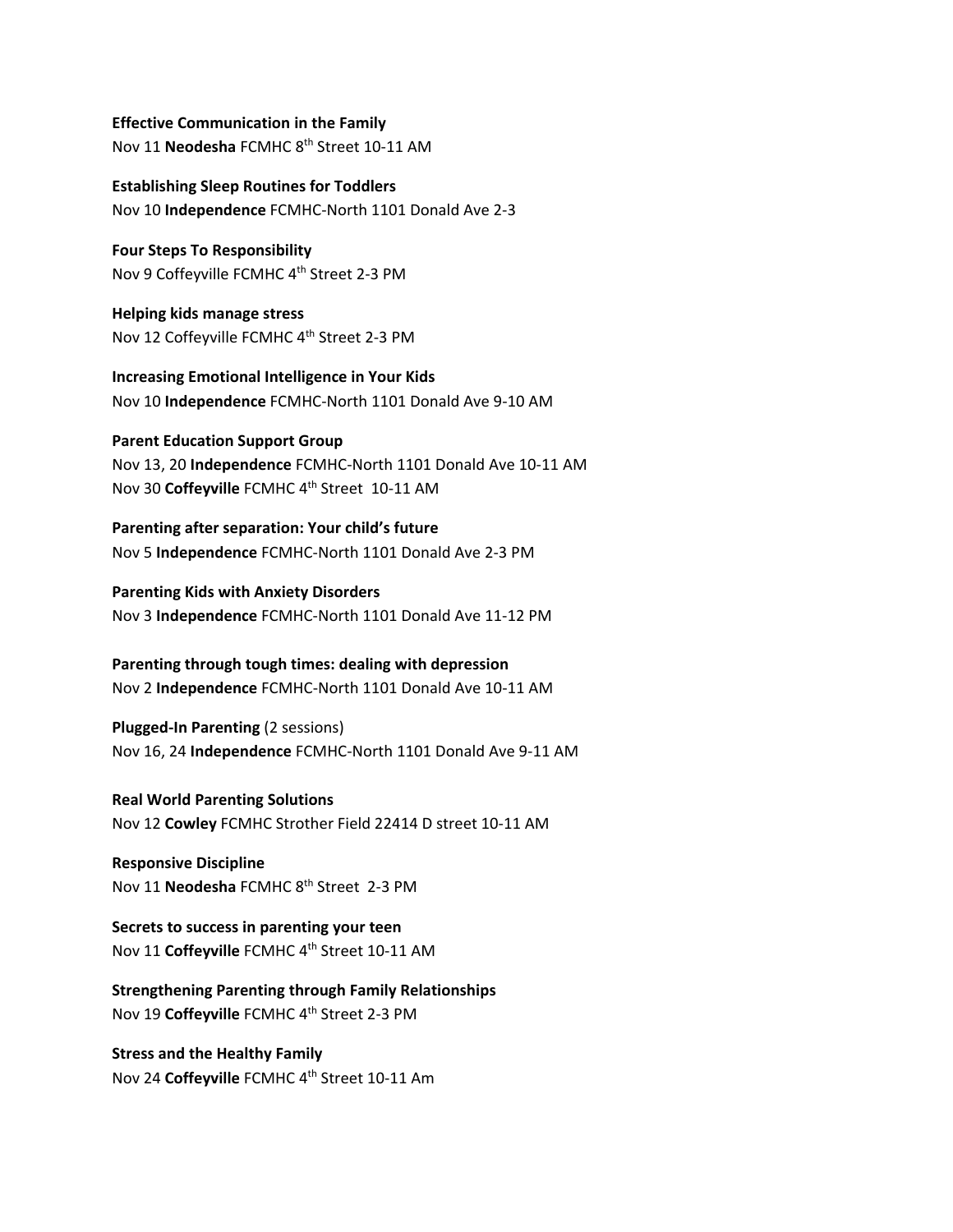**Effective Communication in the Family**
Nov 11 **Neodesha** FCMHC 8th Street 10-11 AM

**Establishing Sleep Routines for Toddlers**
Nov 10 **Independence** FCMHC-North 1101 Donald Ave 2-3

**Four Steps To Responsibility**
Nov 9 Coffeyville FCMHC 4th Street 2-3 PM

**Helping kids manage stress**
Nov 12 Coffeyville FCMHC 4th Street 2-3 PM

**Increasing Emotional Intelligence in Your Kids**
Nov 10 **Independence** FCMHC-North 1101 Donald Ave 9-10 AM

**Parent Education Support Group**
Nov 13, 20 **Independence** FCMHC-North 1101 Donald Ave 10-11 AM
Nov 30 **Coffeyville** FCMHC 4th Street 10-11 AM

**Parenting after separation: Your child's future**
Nov 5 **Independence** FCMHC-North 1101 Donald Ave 2-3 PM

**Parenting Kids with Anxiety Disorders**
Nov 3 **Independence** FCMHC-North 1101 Donald Ave 11-12 PM

**Parenting through tough times: dealing with depression**
Nov 2 **Independence** FCMHC-North 1101 Donald Ave 10-11 AM

**Plugged-In Parenting** (2 sessions)
Nov 16, 24 **Independence** FCMHC-North 1101 Donald Ave 9-11 AM

**Real World Parenting Solutions**
Nov 12 **Cowley** FCMHC Strother Field 22414 D street 10-11 AM

**Responsive Discipline**
Nov 11 **Neodesha** FCMHC 8th Street 2-3 PM

**Secrets to success in parenting your teen**
Nov 11 **Coffeyville** FCMHC 4th Street 10-11 AM

**Strengthening Parenting through Family Relationships**
Nov 19 **Coffeyville** FCMHC 4th Street 2-3 PM

**Stress and the Healthy Family**
Nov 24 **Coffeyville** FCMHC 4th Street 10-11 Am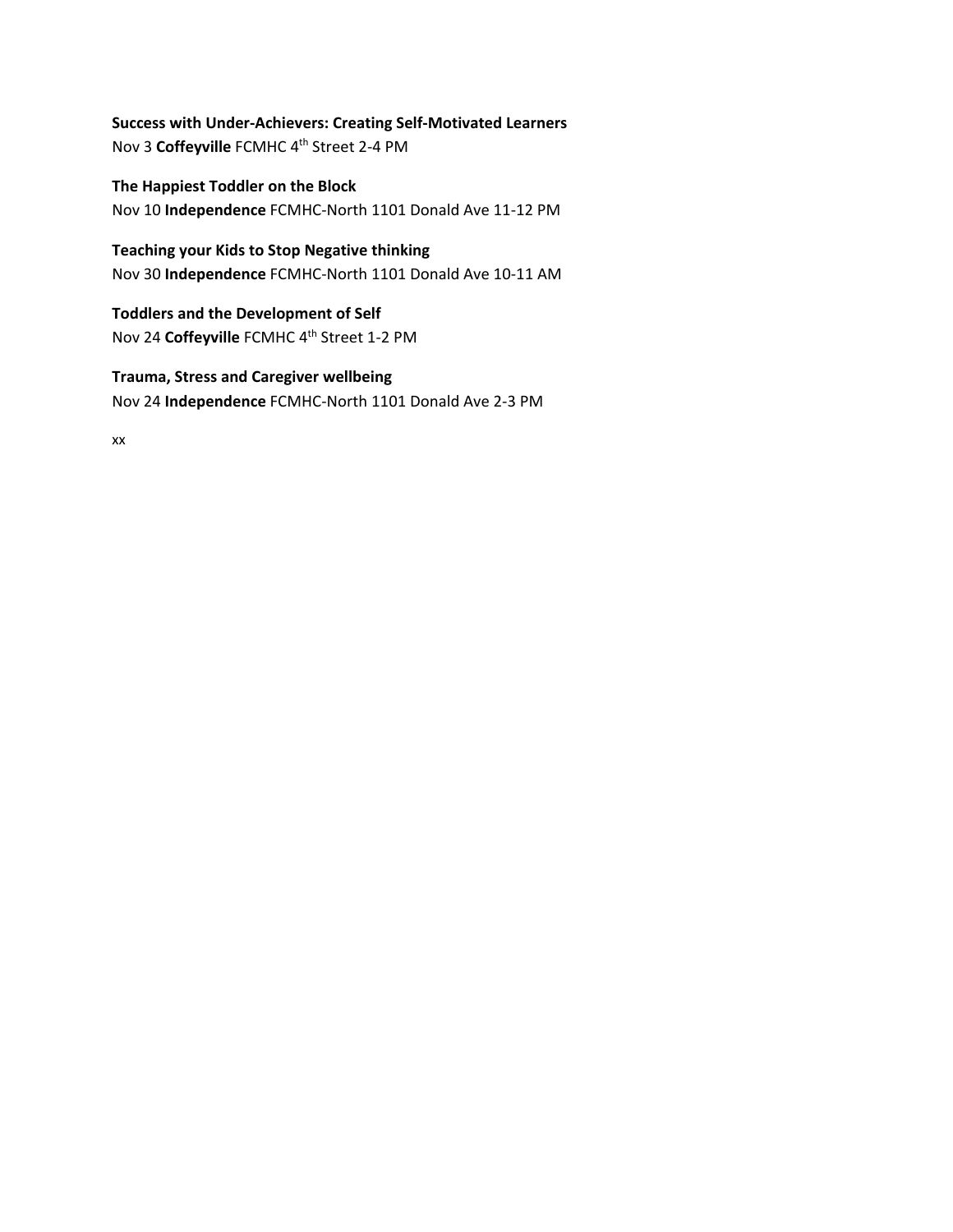**Success with Under-Achievers: Creating Self-Motivated Learners**
Nov 3 **Coffeyville** FCMHC 4th Street 2-4 PM

**The Happiest Toddler on the Block**
Nov 10 **Independence** FCMHC-North 1101 Donald Ave 11-12 PM

**Teaching your Kids to Stop Negative thinking**
Nov 30 **Independence** FCMHC-North 1101 Donald Ave 10-11 AM

**Toddlers and the Development of Self**
Nov 24 **Coffeyville** FCMHC 4th Street 1-2 PM

**Trauma, Stress and Caregiver wellbeing**
Nov 24 **Independence** FCMHC-North 1101 Donald Ave 2-3 PM

xx